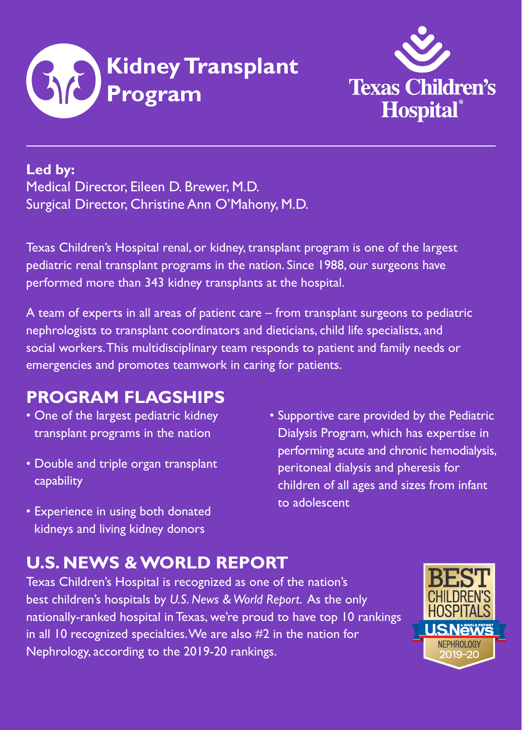# Kidney Transplant Program

Texas Children's Hospital®

**Led by:**
Medical Director, Eileen D. Brewer, M.D.
Surgical Director, Christine Ann O'Mahony, M.D.

Texas Children's Hospital renal, or kidney, transplant program is one of the largest pediatric renal transplant programs in the nation. Since 1988, our surgeons have performed more than 343 kidney transplants at the hospital.

A team of experts in all areas of patient care – from transplant surgeons to pediatric nephrologists to transplant coordinators and dieticians, child life specialists, and social workers. This multidisciplinary team responds to patient and family needs or emergencies and promotes teamwork in caring for patients.

## PROGRAM FLAGSHIPS

- One of the largest pediatric kidney transplant programs in the nation
- Double and triple organ transplant capability
- Experience in using both donated kidneys and living kidney donors
- Supportive care provided by the Pediatric Dialysis Program, which has expertise in performing acute and chronic hemodialysis, peritoneal dialysis and pheresis for children of all ages and sizes from infant to adolescent

## U.S. NEWS & WORLD REPORT

Texas Children's Hospital is recognized as one of the nation's best children's hospitals by *U.S. News & World Report*. As the only nationally-ranked hospital in Texas, we're proud to have top 10 rankings in all 10 recognized specialties. We are also #2 in the nation for Nephrology, according to the 2019-20 rankings.

BEST CHILDREN'S HOSPITALS
U.S.News & WORLD REPORT
NEPHROLOGY 2019-20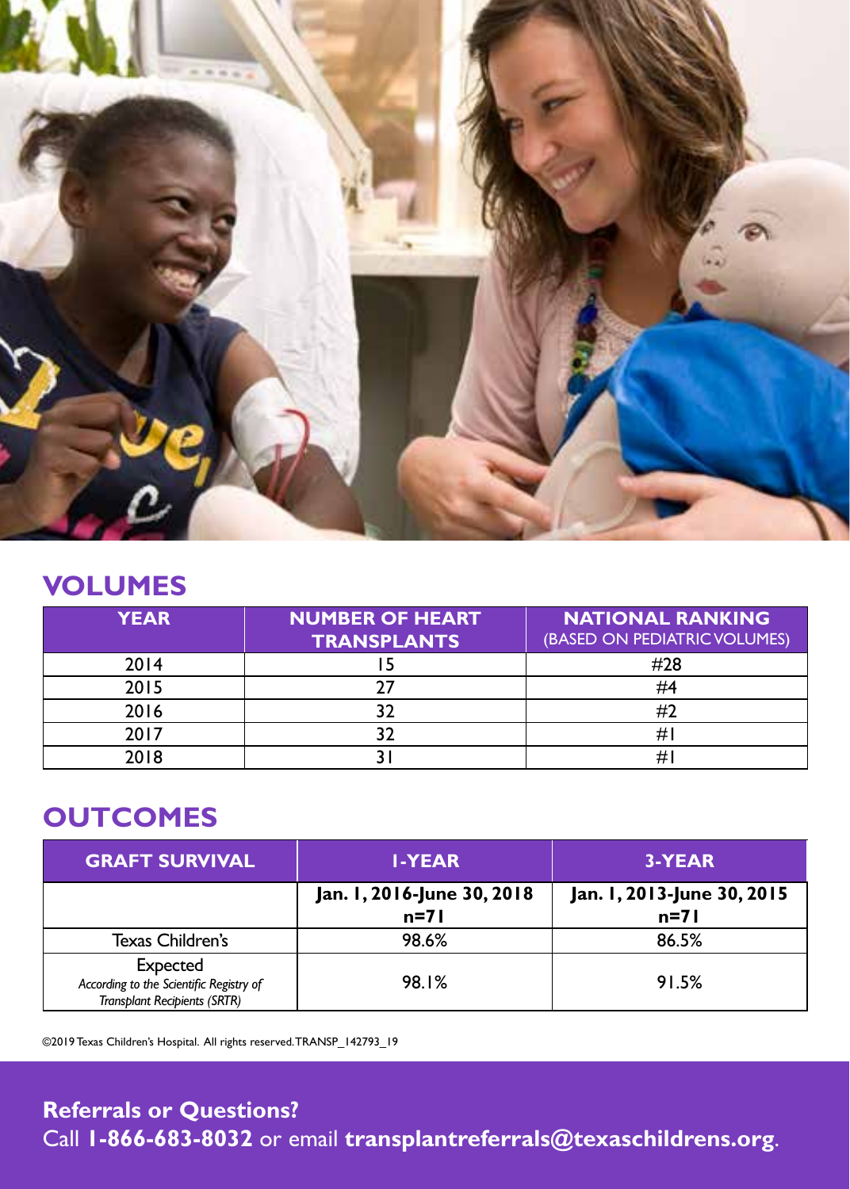## VOLUMES

| YEAR | NUMBER OF HEART TRANSPLANTS | NATIONAL RANKING (BASED ON PEDIATRIC VOLUMES) |
|---|---|---|
| 2014 | 15 | #28 |
| 2015 | 27 | #4 |
| 2016 | 32 | #2 |
| 2017 | 32 | #1 |
| 2018 | 31 | #1 |

## OUTCOMES

| GRAFT SURVIVAL | 1-YEAR | 3-YEAR |
|---|---|---|
| | **Jan. 1, 2016-June 30, 2018 n=71** | **Jan. 1, 2013-June 30, 2015 n=71** |
| Texas Children's | 98.6% | 86.5% |
| Expected *According to the Scientific Registry of Transplant Recipients (SRTR)* | 98.1% | 91.5% |

©2019 Texas Children's Hospital. All rights reserved. TRANSP_142793_19

**Referrals or Questions?**
Call **1-866-683-8032** or email **transplantreferrals@texaschildrens.org**.